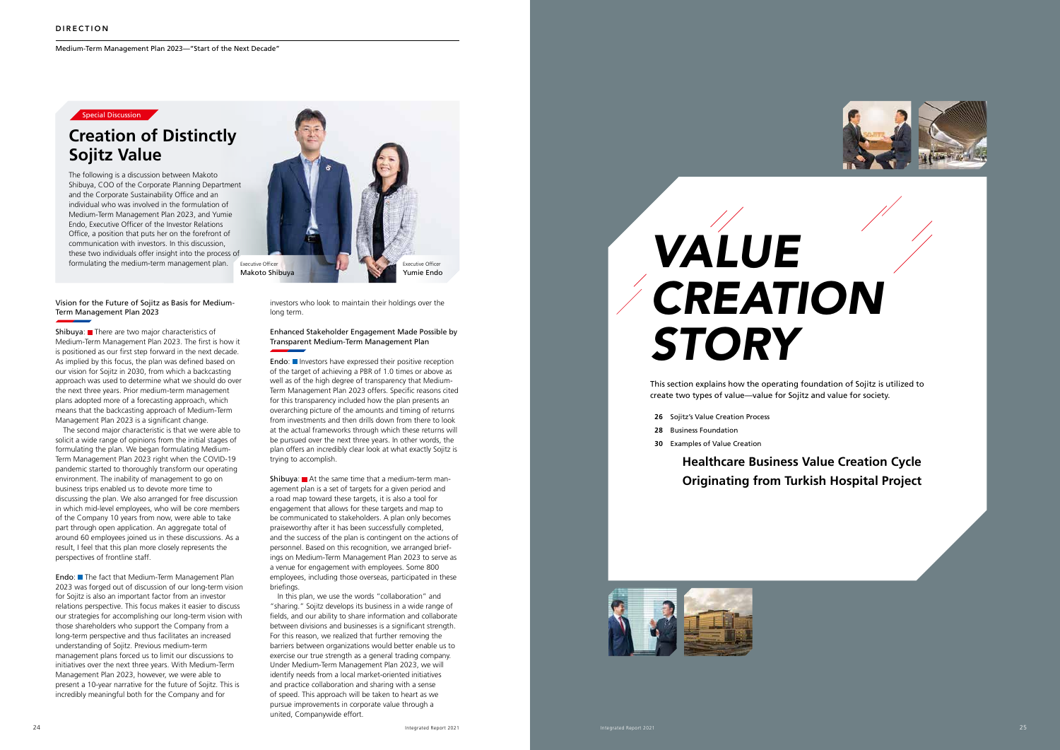DIRECTION

Medium-Term Management Plan 2023—"Start of the Next Decade"

Special Discussion

# Creation of Distinctly Sojitz Value

The following is a discussion between Makoto Shibuya, COO of the Corporate Planning Department and the Corporate Sustainability Office and an individual who was involved in the formulation of Medium-Term Management Plan 2023, and Yumie Endo, Executive Officer of the Investor Relations Office, a position that puts her on the forefront of communication with investors. In this discussion, these two individuals offer insight into the process of formulating the medium-term management plan.

Executive Officer
Makoto Shibuya

Executive Officer
Yumie Endo

### Vision for the Future of Sojitz as Basis for Medium-Term Management Plan 2023

Shibuya: There are two major characteristics of Medium-Term Management Plan 2023. The first is how it is positioned as our first step forward in the next decade. As implied by this focus, the plan was defined based on our vision for Sojitz in 2030, from which a backcasting approach was used to determine what we should do over the next three years. Prior medium-term management plans adopted more of a forecasting approach, which means that the backcasting approach of Medium-Term Management Plan 2023 is a significant change.

The second major characteristic is that we were able to solicit a wide range of opinions from the initial stages of formulating the plan. We began formulating Medium-Term Management Plan 2023 right when the COVID-19 pandemic started to thoroughly transform our operating environment. The inability of management to go on business trips enabled us to devote more time to discussing the plan. We also arranged for free discussion in which mid-level employees, who will be core members of the Company 10 years from now, were able to take part through open application. An aggregate total of around 60 employees joined us in these discussions. As a result, I feel that this plan more closely represents the perspectives of frontline staff.

Endo: The fact that Medium-Term Management Plan 2023 was forged out of discussion of our long-term vision for Sojitz is also an important factor from an investor relations perspective. This focus makes it easier to discuss our strategies for accomplishing our long-term vision with those shareholders who support the Company from a long-term perspective and thus facilitates an increased understanding of Sojitz. Previous medium-term management plans forced us to limit our discussions to initiatives over the next three years. With Medium-Term Management Plan 2023, however, we were able to present a 10-year narrative for the future of Sojitz. This is incredibly meaningful both for the Company and for investors who look to maintain their holdings over the long term.

### Enhanced Stakeholder Engagement Made Possible by Transparent Medium-Term Management Plan

Endo: Investors have expressed their positive reception of the target of achieving a PBR of 1.0 times or above as well as of the high degree of transparency that Medium-Term Management Plan 2023 offers. Specific reasons cited for this transparency included how the plan presents an overarching picture of the amounts and timing of returns from investments and then drills down from there to look at the actual frameworks through which these returns will be pursued over the next three years. In other words, the plan offers an incredibly clear look at what exactly Sojitz is trying to accomplish.

Shibuya: At the same time that a medium-term management plan is a set of targets for a given period and a road map toward these targets, it is also a tool for engagement that allows for these targets and map to be communicated to stakeholders. A plan only becomes praiseworthy after it has been successfully completed, and the success of the plan is contingent on the actions of personnel. Based on this recognition, we arranged briefings on Medium-Term Management Plan 2023 to serve as a venue for engagement with employees. Some 800 employees, including those overseas, participated in these briefings.

In this plan, we use the words "collaboration" and "sharing." Sojitz develops its business in a wide range of fields, and our ability to share information and collaborate between divisions and businesses is a significant strength. For this reason, we realized that further removing the barriers between organizations would better enable us to exercise our true strength as a general trading company. Under Medium-Term Management Plan 2023, we will identify needs from a local market-oriented initiatives and practice collaboration and sharing with a sense of speed. This approach will be taken to heart as we pursue improvements in corporate value through a united, Companywide effort.

# *VALUE CREATION STORY*

This section explains how the operating foundation of Sojitz is utilized to create two types of value—value for Sojitz and value for society.

- **26** Sojitz's Value Creation Process
- **28** Business Foundation
- **30** Examples of Value Creation

**Healthcare Business Value Creation Cycle Originating from Turkish Hospital Project**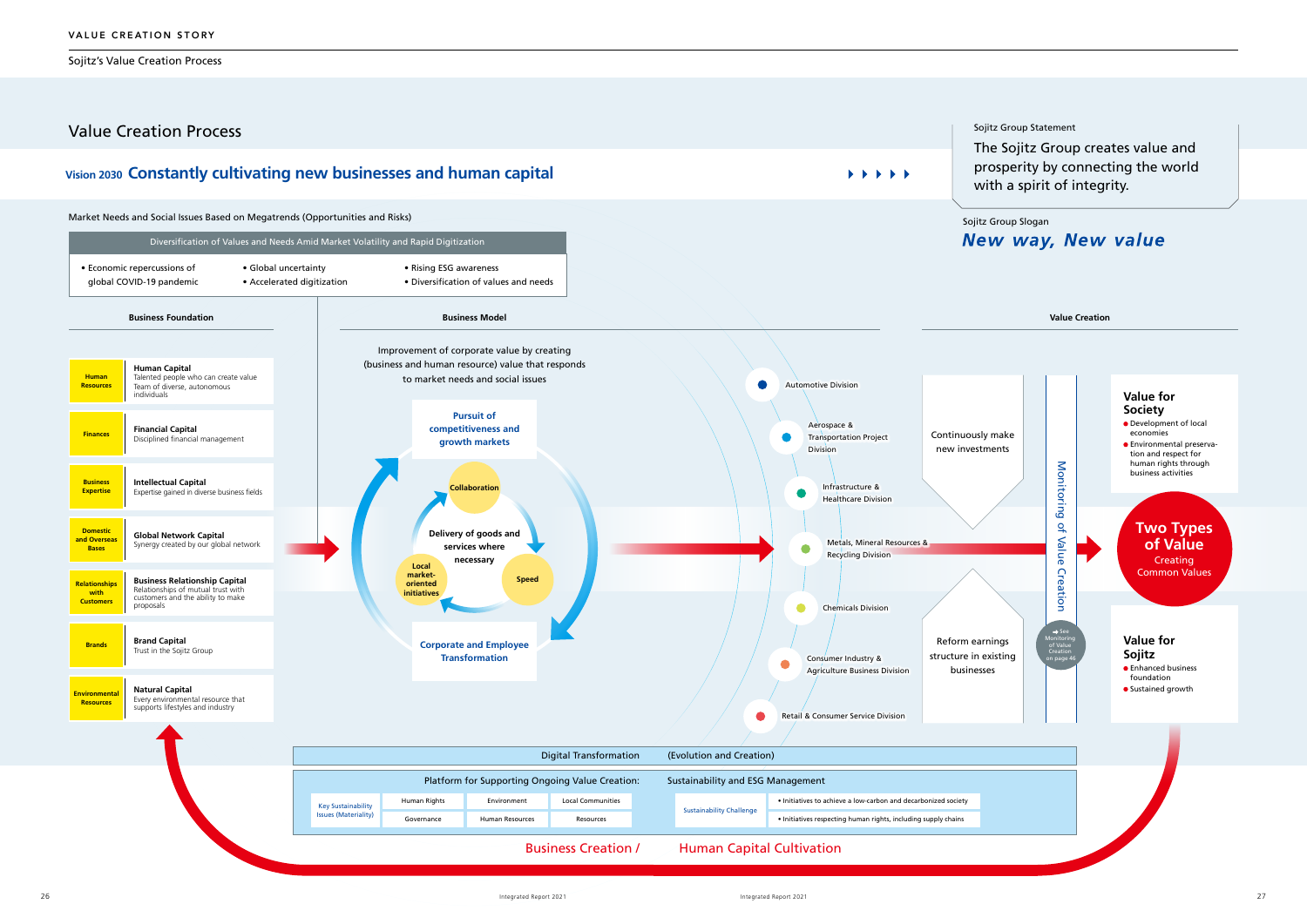VALUE CREATION STORY

Sojitz's Value Creation Process

# Value Creation Process

## Vision 2030 Constantly cultivating new businesses and human capital

Sojitz Group Statement

The Sojitz Group creates value and prosperity by connecting the world with a spirit of integrity.

Sojitz Group Slogan

***New way, New value***

Market Needs and Social Issues Based on Megatrends (Opportunities and Risks)

**Diversification of Values and Needs Amid Market Volatility and Rapid Digitization**

- Economic repercussions of global COVID-19 pandemic
- Global uncertainty
- Accelerated digitization
- Rising ESG awareness
- Diversification of values and needs

### Business Foundation

| | |
|---|---|
| **Human Resources** | **Human Capital** Talented people who can create value Team of diverse, autonomous individuals |
| **Finances** | **Financial Capital** Disciplined financial management |
| **Business Expertise** | **Intellectual Capital** Expertise gained in diverse business fields |
| **Domestic and Overseas Bases** | **Global Network Capital** Synergy created by our global network |
| **Relationships with Customers** | **Business Relationship Capital** Relationships of mutual trust with customers and the ability to make proposals |
| **Brands** | **Brand Capital** Trust in the Sojitz Group |
| **Environmental Resources** | **Natural Capital** Every environmental resource that supports lifestyles and industry |

### Business Model

Improvement of corporate value by creating (business and human resource) value that responds to market needs and social issues

- Pursuit of competitiveness and growth markets
- Collaboration
- Delivery of goods and services where necessary
- Local market-oriented initiatives
- Speed
- Corporate and Employee Transformation

Divisions:

- Automotive Division
- Aerospace & Transportation Project Division
- Infrastructure & Healthcare Division
- Metals, Mineral Resources & Recycling Division
- Chemicals Division
- Consumer Industry & Agriculture Business Division
- Retail & Consumer Service Division

### Value Creation

Continuously make new investments

Reform earnings structure in existing businesses

Monitoring of Value Creation

➡ See Monitoring of Value Creation on page 46

**Value for Society**
- Development of local economies
- Environmental preservation and respect for human rights through business activities

**Two Types of Value**
Creating Common Values

**Value for Sojitz**
- Enhanced business foundation
- Sustained growth

Digital Transformation (Evolution and Creation)

Platform for Supporting Ongoing Value Creation: Sustainability and ESG Management

| Key Sustainability Issues (Materiality) | Human Rights | Environment | Local Communities |
|---|---|---|---|
| | Governance | Human Resources | Resources |

| Sustainability Challenge | |
|---|---|
| | • Initiatives to achieve a low-carbon and decarbonized society |
| | • Initiatives respecting human rights, including supply chains |

Business Creation / Human Capital Cultivation

Integrated Report 2021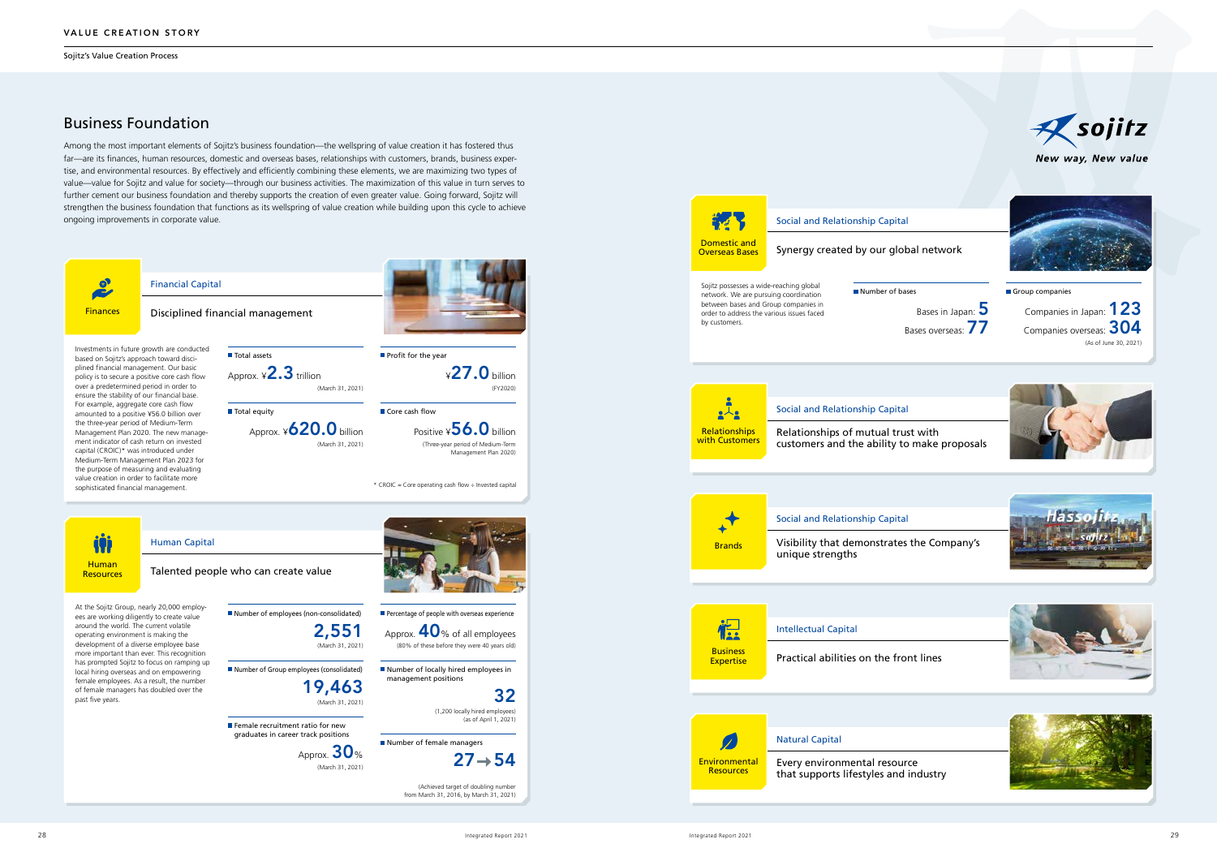# VALUE CREATION STORY

Sojitz's Value Creation Process

## Business Foundation

Among the most important elements of Sojitz's business foundation—the wellspring of value creation it has fostered thus far—are its finances, human resources, domestic and overseas bases, relationships with customers, brands, business expertise, and environmental resources. By effectively and efficiently combining these elements, we are maximizing two types of value—value for Sojitz and value for society—through our business activities. The maximization of this value in turn serves to further cement our business foundation and thereby supports the creation of even greater value. Going forward, Sojitz will strengthen the business foundation that functions as its wellspring of value creation while building upon this cycle to achieve ongoing improvements in corporate value.

### Finances

**Financial Capital**

Disciplined financial management

Investments in future growth are conducted based on Sojitz's approach toward disciplined financial management. Our basic policy is to secure a positive core cash flow over a predetermined period in order to ensure the stability of our financial base. For example, aggregate core cash flow amounted to a positive ¥56.0 billion over the three-year period of Medium-Term Management Plan 2020. The new management indicator of cash return on invested capital (CROIC)* was introduced under Medium-Term Management Plan 2023 for the purpose of measuring and evaluating value creation in order to facilitate more sophisticated financial management.

- **Total assets**: Approx. ¥2.3 trillion (March 31, 2021)
- **Profit for the year**: ¥27.0 billion (FY2020)
- **Total equity**: Approx. ¥620.0 billion (March 31, 2021)
- **Core cash flow**: Positive ¥56.0 billion (Three-year period of Medium-Term Management Plan 2020)

\* CROIC = Core operating cash flow ÷ Invested capital

### Human Resources

**Human Capital**

Talented people who can create value

At the Sojitz Group, nearly 20,000 employees are working diligently to create value around the world. The current volatile operating environment is making the development of a diverse employee base more important than ever. This recognition has prompted Sojitz to focus on ramping up local hiring overseas and on empowering female employees. As a result, the number of female managers has doubled over the past five years.

- **Number of employees (non-consolidated)**: 2,551 (March 31, 2021)
- **Percentage of people with overseas experience**: Approx. 40% of all employees (80% of these before they were 40 years old)
- **Number of Group employees (consolidated)**: 19,463 (March 31, 2021)
- **Number of locally hired employees in management positions**: 32 (1,200 locally hired employees) (as of April 1, 2021)
- **Female recruitment ratio for new graduates in career track positions**: Approx. 30% (March 31, 2021)
- **Number of female managers**: 27→54 (Achieved target of doubling number from March 31, 2016, by March 31, 2021)

*sojitz* — New way, New value

### Domestic and Overseas Bases

**Social and Relationship Capital**

Synergy created by our global network

Sojitz possesses a wide-reaching global network. We are pursuing coordination between bases and Group companies in order to address the various issues faced by customers.

- **Number of bases**: Bases in Japan: 5; Bases overseas: 77
- **Group companies**: Companies in Japan: 123; Companies overseas: 304 (As of June 30, 2021)

### Relationships with Customers

**Social and Relationship Capital**

Relationships of mutual trust with customers and the ability to make proposals

### Brands

**Social and Relationship Capital**

Visibility that demonstrates the Company's unique strengths

### Business Expertise

**Intellectual Capital**

Practical abilities on the front lines

### Environmental Resources

**Natural Capital**

Every environmental resource that supports lifestyles and industry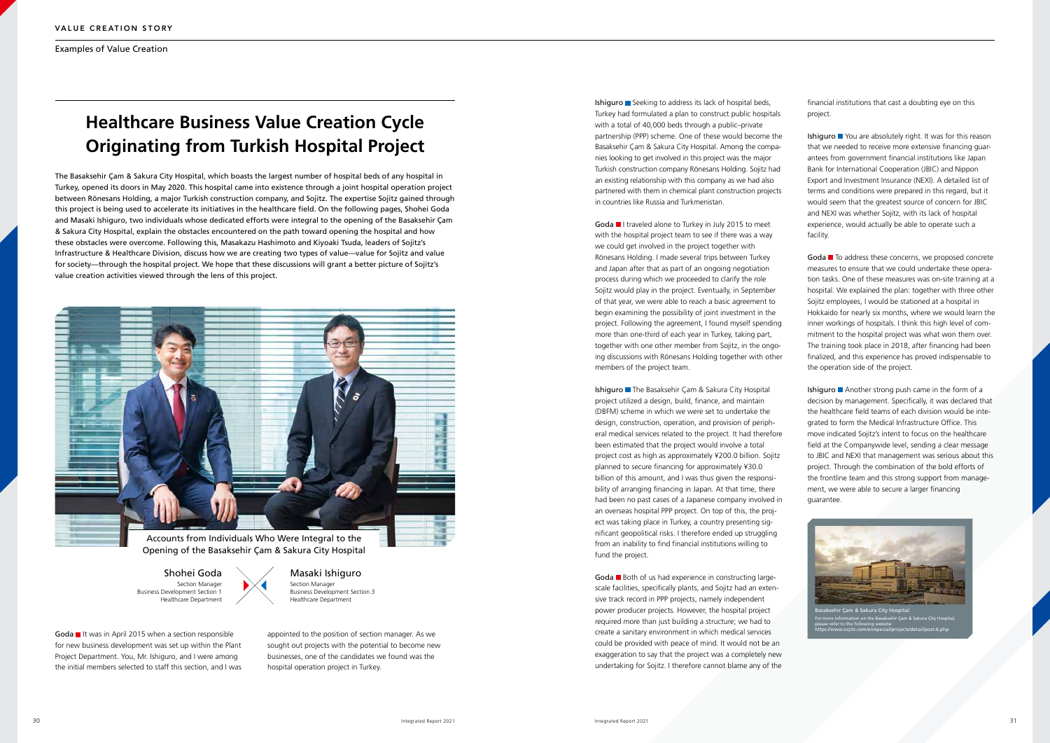VALUE CREATION STORY

Examples of Value Creation

# Healthcare Business Value Creation Cycle Originating from Turkish Hospital Project

The Basaksehir Çam & Sakura City Hospital, which boasts the largest number of hospital beds of any hospital in Turkey, opened its doors in May 2020. This hospital came into existence through a joint hospital operation project between Rönesans Holding, a major Turkish construction company, and Sojitz. The expertise Sojitz gained through this project is being used to accelerate its initiatives in the healthcare field. On the following pages, Shohei Goda and Masaki Ishiguro, two individuals whose dedicated efforts were integral to the opening of the Basaksehir Çam & Sakura City Hospital, explain the obstacles encountered on the path toward opening the hospital and how these obstacles were overcome. Following this, Masakazu Hashimoto and Kiyoaki Tsuda, leaders of Sojitz's Infrastructure & Healthcare Division, discuss how we are creating two types of value—value for Sojitz and value for society—through the hospital project. We hope that these discussions will grant a better picture of Sojitz's value creation activities viewed through the lens of this project.

## Accounts from Individuals Who Were Integral to the Opening of the Basaksehir Çam & Sakura City Hospital

**Shohei Goda**
Section Manager
Business Development Section 1
Healthcare Department

**Masaki Ishiguro**
Section Manager
Business Development Section 3
Healthcare Department

**Goda** It was in April 2015 when a section responsible for new business development was set up within the Plant Project Department. You, Mr. Ishiguro, and I were among the initial members selected to staff this section, and I was appointed to the position of section manager. As we sought out projects with the potential to become new businesses, one of the candidates we found was the hospital operation project in Turkey.

**Ishiguro** Seeking to address its lack of hospital beds, Turkey had formulated a plan to construct public hospitals with a total of 40,000 beds through a public–private partnership (PPP) scheme. One of these would become the Basaksehir Çam & Sakura City Hospital. Among the companies looking to get involved in this project was the major Turkish construction company Rönesans Holding. Sojitz had an existing relationship with this company as we had also partnered with them in chemical plant construction projects in countries like Russia and Turkmenistan.

**Goda** I traveled alone to Turkey in July 2015 to meet with the hospital project team to see if there was a way we could get involved in the project together with Rönesans Holding. I made several trips between Turkey and Japan after that as part of an ongoing negotiation process during which we proceeded to clarify the role Sojitz would play in the project. Eventually, in September of that year, we were able to reach a basic agreement to begin examining the possibility of joint investment in the project. Following the agreement, I found myself spending more than one-third of each year in Turkey, taking part, together with one other member from Sojitz, in the ongoing discussions with Rönesans Holding together with other members of the project team.

**Ishiguro** The Basaksehir Çam & Sakura City Hospital project utilized a design, build, finance, and maintain (DBFM) scheme in which we were set to undertake the design, construction, operation, and provision of peripheral medical services related to the project. It had therefore been estimated that the project would involve a total project cost as high as approximately ¥200.0 billion. Sojitz planned to secure financing for approximately ¥30.0 billion of this amount, and I was thus given the responsibility of arranging financing in Japan. At that time, there had been no past cases of a Japanese company involved in an overseas hospital PPP project. On top of this, the project was taking place in Turkey, a country presenting significant geopolitical risks. I therefore ended up struggling from an inability to find financial institutions willing to fund the project.

**Goda** Both of us had experience in constructing large-scale facilities, specifically plants, and Sojitz had an extensive track record in PPP projects, namely independent power producer projects. However, the hospital project required more than just building a structure; we had to create a sanitary environment in which medical services could be provided with peace of mind. It would not be an exaggeration to say that the project was a completely new undertaking for Sojitz. I therefore cannot blame any of the financial institutions that cast a doubting eye on this project.

**Ishiguro** You are absolutely right. It was for this reason that we needed to receive more extensive financing guarantees from government financial institutions like Japan Bank for International Cooperation (JBIC) and Nippon Export and Investment Insurance (NEXI). A detailed list of terms and conditions were prepared in this regard, but it would seem that the greatest source of concern for JBIC and NEXI was whether Sojitz, with its lack of hospital experience, would actually be able to operate such a facility.

**Goda** To address these concerns, we proposed concrete measures to ensure that we could undertake these operation tasks. One of these measures was on-site training at a hospital. We explained the plan: together with three other Sojitz employees, I would be stationed at a hospital in Hokkaido for nearly six months, where we would learn the inner workings of hospitals. I think this high level of commitment to the hospital project was what won them over. The training took place in 2018, after financing had been finalized, and this experience has proved indispensable to the operation side of the project.

**Ishiguro** Another strong push came in the form of a decision by management. Specifically, it was declared that the healthcare field teams of each division would be integrated to form the Medical Infrastructure Office. This move indicated Sojitz's intent to focus on the healthcare field at the Companywide level, sending a clear message to JBIC and NEXI that management was serious about this project. Through the combination of the bold efforts of the frontline team and this strong support from management, we were able to secure a larger financing guarantee.

Basaksehir Çam & Sakura City Hospital
For more information on the Basaksehir Çam & Sakura City Hospital, please refer to the following website:
https://www.sojitz.com/en/special/projects/detail/post-6.php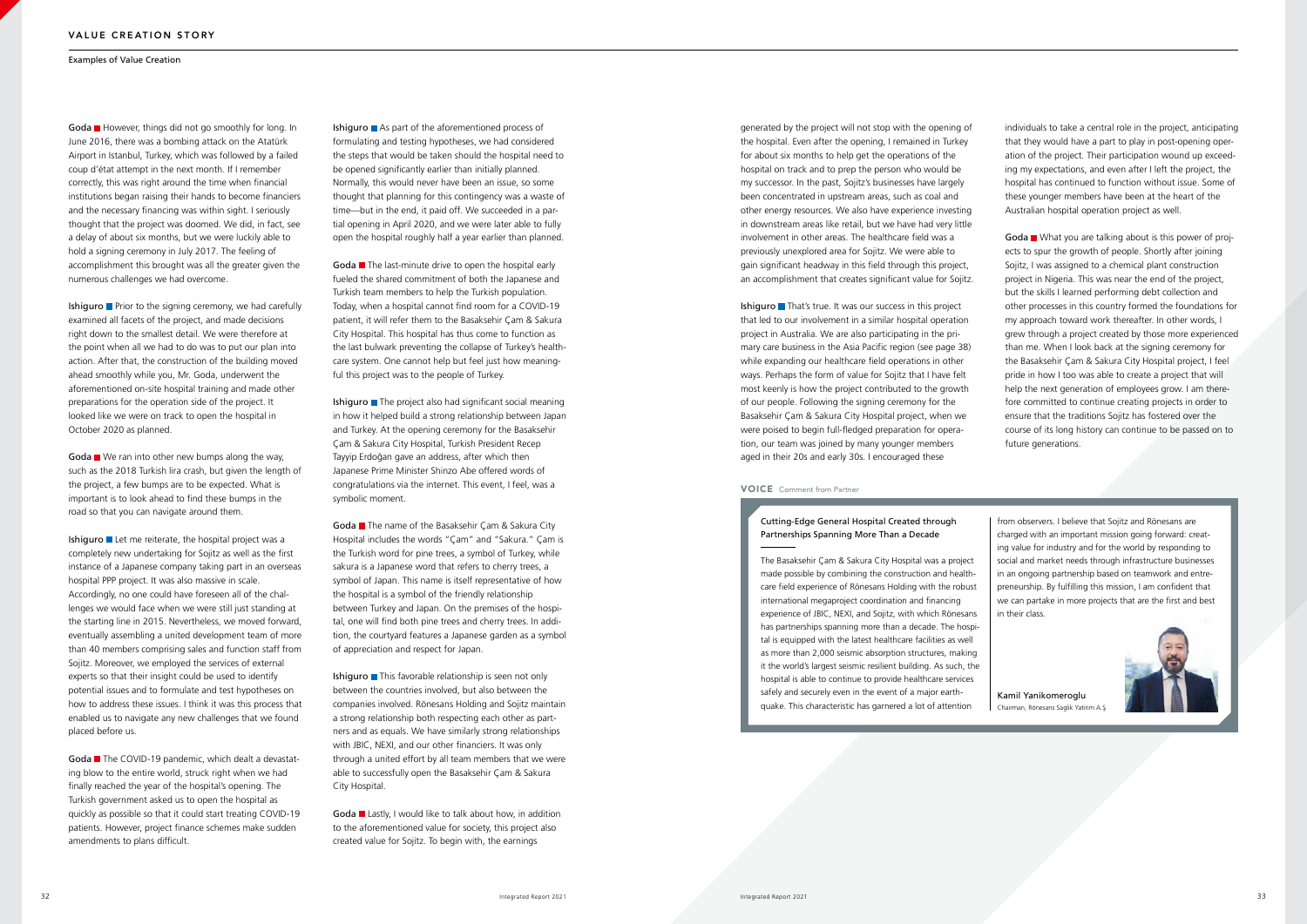Examples of Value Creation

**Goda** However, things did not go smoothly for long. In June 2016, there was a bombing attack on the Atatürk Airport in Istanbul, Turkey, which was followed by a failed coup d'état attempt in the next month. If I remember correctly, this was right around the time when financial institutions began raising their hands to become financiers and the necessary financing was within sight. I seriously thought that the project was doomed. We did, in fact, see a delay of about six months, but we were luckily able to hold a signing ceremony in July 2017. The feeling of accomplishment this brought was all the greater given the numerous challenges we had overcome.

**Ishiguro** Prior to the signing ceremony, we had carefully examined all facets of the project, and made decisions right down to the smallest detail. We were therefore at the point when all we had to do was to put our plan into action. After that, the construction of the building moved ahead smoothly while you, Mr. Goda, underwent the aforementioned on-site hospital training and made other preparations for the operation side of the project. It looked like we were on track to open the hospital in October 2020 as planned.

**Goda** We ran into other new bumps along the way, such as the 2018 Turkish lira crash, but given the length of the project, a few bumps are to be expected. What is important is to look ahead to find these bumps in the road so that you can navigate around them.

**Ishiguro** Let me reiterate, the hospital project was a completely new undertaking for Sojitz as well as the first instance of a Japanese company taking part in an overseas hospital PPP project. It was also massive in scale. Accordingly, no one could have foreseen all of the challenges we would face when we were still just standing at the starting line in 2015. Nevertheless, we moved forward, eventually assembling a united development team of more than 40 members comprising sales and function staff from Sojitz. Moreover, we employed the services of external experts so that their insight could be used to identify potential issues and to formulate and test hypotheses on how to address these issues. I think it was this process that enabled us to navigate any new challenges that we found placed before us.

**Goda** The COVID-19 pandemic, which dealt a devastating blow to the entire world, struck right when we had finally reached the year of the hospital's opening. The Turkish government asked us to open the hospital as quickly as possible so that it could start treating COVID-19 patients. However, project finance schemes make sudden amendments to plans difficult.

**Ishiguro** As part of the aforementioned process of formulating and testing hypotheses, we had considered the steps that would be taken should the hospital need to be opened significantly earlier than initially planned. Normally, this would never have been an issue, so some thought that planning for this contingency was a waste of time—but in the end, it paid off. We succeeded in a partial opening in April 2020, and we were later able to fully open the hospital roughly half a year earlier than planned.

**Goda** The last-minute drive to open the hospital early fueled the shared commitment of both the Japanese and Turkish team members to help the Turkish population. Today, when a hospital cannot find room for a COVID-19 patient, it will refer them to the Basaksehir Çam & Sakura City Hospital. This hospital has thus come to function as the last bulwark preventing the collapse of Turkey's healthcare system. One cannot help but feel just how meaningful this project was to the people of Turkey.

**Ishiguro** The project also had significant social meaning in how it helped build a strong relationship between Japan and Turkey. At the opening ceremony for the Basaksehir Çam & Sakura City Hospital, Turkish President Recep Tayyip Erdoğan gave an address, after which then Japanese Prime Minister Shinzo Abe offered words of congratulations via the internet. This event, I feel, was a symbolic moment.

**Goda** The name of the Basaksehir Çam & Sakura City Hospital includes the words "Çam" and "Sakura." Çam is the Turkish word for pine trees, a symbol of Turkey, while sakura is a Japanese word that refers to cherry trees, a symbol of Japan. This name is itself representative of how the hospital is a symbol of the friendly relationship between Turkey and Japan. On the premises of the hospital, one will find both pine trees and cherry trees. In addition, the courtyard features a Japanese garden as a symbol of appreciation and respect for Japan.

**Ishiguro** This favorable relationship is seen not only between the countries involved, but also between the companies involved. Rönesans Holding and Sojitz maintain a strong relationship both respecting each other as partners and as equals. We have similarly strong relationships with JBIC, NEXI, and our other financiers. It was only through a united effort by all team members that we were able to successfully open the Basaksehir Çam & Sakura City Hospital.

**Goda** Lastly, I would like to talk about how, in addition to the aforementioned value for society, this project also created value for Sojitz. To begin with, the earnings generated by the project will not stop with the opening of the hospital. Even after the opening, I remained in Turkey for about six months to help get the operations of the hospital on track and to prep the person who would be my successor. In the past, Sojitz's businesses have largely been concentrated in upstream areas, such as coal and other energy resources. We also have experience investing in downstream areas like retail, but we have had very little involvement in other areas. The healthcare field was a previously unexplored area for Sojitz. We were able to gain significant headway in this field through this project, an accomplishment that creates significant value for Sojitz.

**Ishiguro** That's true. It was our success in this project that led to our involvement in a similar hospital operation project in Australia. We are also participating in the primary care business in the Asia Pacific region (see page 38) while expanding our healthcare field operations in other ways. Perhaps the form of value for Sojitz that I have felt most keenly is how the project contributed to the growth of our people. Following the signing ceremony for the Basaksehir Çam & Sakura City Hospital project, when we were poised to begin full-fledged preparation for operation, our team was joined by many younger members aged in their 20s and early 30s. I encouraged these individuals to take a central role in the project, anticipating that they would have a part to play in post-opening operation of the project. Their participation wound up exceeding my expectations, and even after I left the project, the hospital has continued to function without issue. Some of these younger members have been at the heart of the Australian hospital operation project as well.

**Goda** What you are talking about is this power of projects to spur the growth of people. Shortly after joining Sojitz, I was assigned to a chemical plant construction project in Nigeria. This was near the end of the project, but the skills I learned performing debt collection and other processes in this country formed the foundations for my approach toward work thereafter. In other words, I grew through a project created by those more experienced than me. When I look back at the signing ceremony for the Basaksehir Çam & Sakura City Hospital project, I feel pride in how I too was able to create a project that will help the next generation of employees grow. I am therefore committed to continue creating projects in order to ensure that the traditions Sojitz has fostered over the course of its long history can continue to be passed on to future generations.

**VOICE** Comment from Partner

### Cutting-Edge General Hospital Created through Partnerships Spanning More Than a Decade

The Basaksehir Çam & Sakura City Hospital was a project made possible by combining the construction and healthcare field experience of Rönesans Holding with the robust international megaproject coordination and financing experience of JBIC, NEXI, and Sojitz, with which Rönesans has partnerships spanning more than a decade. The hospital is equipped with the latest healthcare facilities as well as more than 2,000 seismic absorption structures, making it the world's largest seismic resilient building. As such, the hospital is able to continue to provide healthcare services safely and securely even in the event of a major earthquake. This characteristic has garnered a lot of attention from observers. I believe that Sojitz and Rönesans are charged with an important mission going forward: creating value for industry and for the world by responding to social and market needs through infrastructure businesses in an ongoing partnership based on teamwork and entrepreneurship. By fulfilling this mission, I am confident that we can partake in more projects that are the first and best in their class.

Kamil Yanikomeroglu
Chairman, Rönesans Saglik Yatirim A.Ş.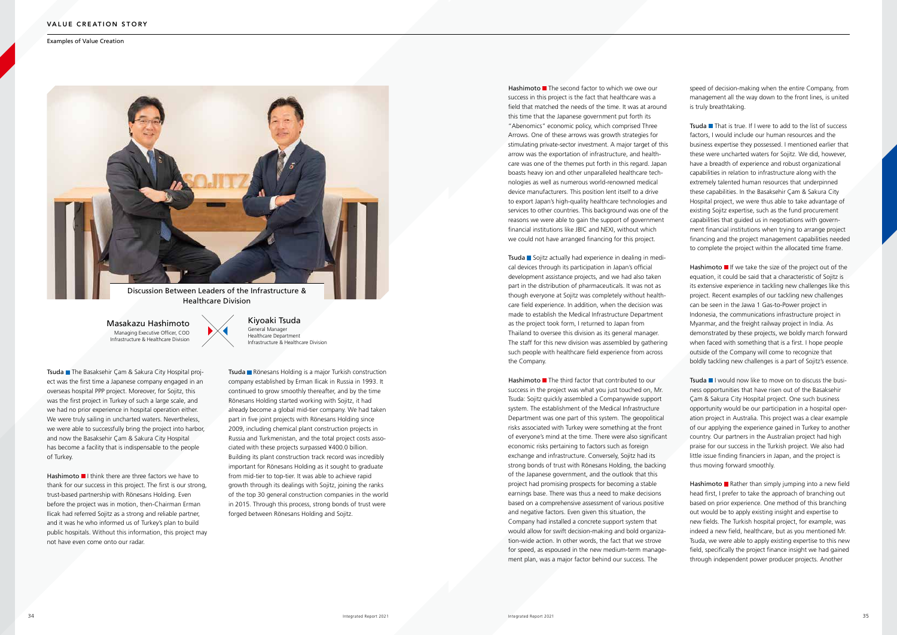Examples of Value Creation

## Discussion Between Leaders of the Infrastructure & Healthcare Division

**Masakazu Hashimoto**
Managing Executive Officer, COO
Infrastructure & Healthcare Division

**Kiyoaki Tsuda**
General Manager
Healthcare Department
Infrastructure & Healthcare Division

**Tsuda** ■ The Basaksehir Çam & Sakura City Hospital project was the first time a Japanese company engaged in an overseas hospital PPP project. Moreover, for Sojitz, this was the first project in Turkey of such a large scale, and we had no prior experience in hospital operation either. We were truly sailing in uncharted waters. Nevertheless, we were able to successfully bring the project into harbor, and now the Basaksehir Çam & Sakura City Hospital has become a facility that is indispensable to the people of Turkey.

**Hashimoto** ■ I think there are three factors we have to thank for our success in this project. The first is our strong, trust-based partnership with Rönesans Holding. Even before the project was in motion, then-Chairman Erman Ilicak had referred Sojitz as a strong and reliable partner, and it was he who informed us of Turkey's plan to build public hospitals. Without this information, this project may not have even come onto our radar.

**Tsuda** ■ Rönesans Holding is a major Turkish construction company established by Erman Ilicak in Russia in 1993. It continued to grow smoothly thereafter, and by the time Rönesans Holding started working with Sojitz, it had already become a global mid-tier company. We had taken part in five joint projects with Rönesans Holding since 2009, including chemical plant construction projects in Russia and Turkmenistan, and the total project costs associated with these projects surpassed ¥400.0 billion. Building its plant construction track record was incredibly important for Rönesans Holding as it sought to graduate from mid-tier to top-tier. It was able to achieve rapid growth through its dealings with Sojitz, joining the ranks of the top 30 general construction companies in the world in 2015. Through this process, strong bonds of trust were forged between Rönesans Holding and Sojitz.

**Hashimoto** ■ The second factor to which we owe our success in this project is the fact that healthcare was a field that matched the needs of the time. It was at around this time that the Japanese government put forth its "Abenomics" economic policy, which comprised Three Arrows. One of these arrows was growth strategies for stimulating private-sector investment. A major target of this arrow was the exportation of infrastructure, and healthcare was one of the themes put forth in this regard. Japan boasts heavy ion and other unparalleled healthcare technologies as well as numerous world-renowned medical device manufacturers. This position lent itself to a drive to export Japan's high-quality healthcare technologies and services to other countries. This background was one of the reasons we were able to gain the support of government financial institutions like JBIC and NEXI, without which we could not have arranged financing for this project.

**Tsuda** ■ Sojitz actually had experience in dealing in medical devices through its participation in Japan's official development assistance projects, and we had also taken part in the distribution of pharmaceuticals. It was not as though everyone at Sojitz was completely without healthcare field experience. In addition, when the decision was made to establish the Medical Infrastructure Department as the project took form, I returned to Japan from Thailand to oversee this division as its general manager. The staff for this new division was assembled by gathering such people with healthcare field experience from across the Company.

**Hashimoto** ■ The third factor that contributed to our success in the project was what you just touched on, Mr. Tsuda: Sojitz quickly assembled a Companywide support system. The establishment of the Medical Infrastructure Department was one part of this system. The geopolitical risks associated with Turkey were something at the front of everyone's mind at the time. There were also significant economic risks pertaining to factors such as foreign exchange and infrastructure. Conversely, Sojitz had its strong bonds of trust with Rönesans Holding, the backing of the Japanese government, and the outlook that this project had promising prospects for becoming a stable earnings base. There was thus a need to make decisions based on a comprehensive assessment of various positive and negative factors. Even given this situation, the Company had installed a concrete support system that would allow for swift decision-making and bold organization-wide action. In other words, the fact that we strove for speed, as espoused in the new medium-term management plan, was a major factor behind our success. The speed of decision-making when the entire Company, from management all the way down to the front lines, is united is truly breathtaking.

**Tsuda** ■ That is true. If I were to add to the list of success factors, I would include our human resources and the business expertise they possessed. I mentioned earlier that these were uncharted waters for Sojitz. We did, however, have a breadth of experience and robust organizational capabilities in relation to infrastructure along with the extremely talented human resources that underpinned these capabilities. In the Basaksehir Çam & Sakura City Hospital project, we were thus able to take advantage of existing Sojitz expertise, such as the fund procurement capabilities that guided us in negotiations with government financial institutions when trying to arrange project financing and the project management capabilities needed to complete the project within the allocated time frame.

**Hashimoto** ■ If we take the size of the project out of the equation, it could be said that a characteristic of Sojitz is its extensive experience in tackling new challenges like this project. Recent examples of our tackling new challenges can be seen in the Jawa 1 Gas-to-Power project in Indonesia, the communications infrastructure project in Myanmar, and the freight railway project in India. As demonstrated by these projects, we boldly march forward when faced with something that is a first. I hope people outside of the Company will come to recognize that boldly tackling new challenges is a part of Sojitz's essence.

**Tsuda** ■ I would now like to move on to discuss the business opportunities that have risen out of the Basaksehir Çam & Sakura City Hospital project. One such business opportunity would be our participation in a hospital operation project in Australia. This project was a clear example of our applying the experience gained in Turkey to another country. Our partners in the Australian project had high praise for our success in the Turkish project. We also had little issue finding financiers in Japan, and the project is thus moving forward smoothly.

**Hashimoto** ■ Rather than simply jumping into a new field head first, I prefer to take the approach of branching out based on prior experience. One method of this branching out would be to apply existing insight and expertise to new fields. The Turkish hospital project, for example, was indeed a new field, healthcare, but as you mentioned Mr. Tsuda, we were able to apply existing expertise to this new field, specifically the project finance insight we had gained through independent power producer projects. Another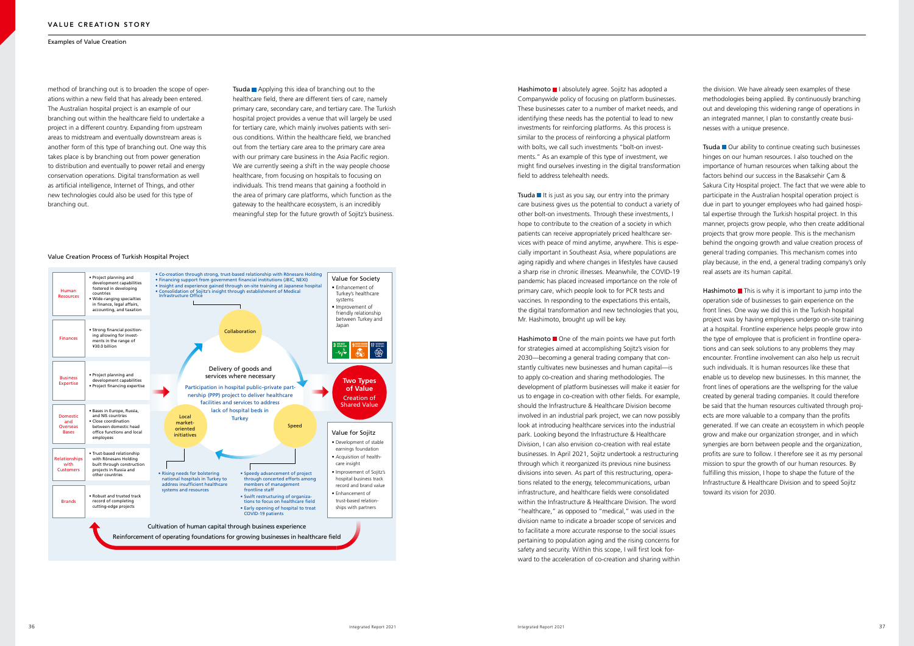## VALUE CREATION STORY

Examples of Value Creation

method of branching out is to broaden the scope of operations within a new field that has already been entered. The Australian hospital project is an example of our branching out within the healthcare field to undertake a project in a different country. Expanding from upstream areas to midstream and eventually downstream areas is another form of this type of branching out. One way this takes place is by branching out from power generation to distribution and eventually to power retail and energy conservation operations. Digital transformation as well as artificial intelligence, Internet of Things, and other new technologies could also be used for this type of branching out.

**Tsuda** Applying this idea of branching out to the healthcare field, there are different tiers of care, namely primary care, secondary care, and tertiary care. The Turkish hospital project provides a venue that will largely be used for tertiary care, which mainly involves patients with serious conditions. Within the healthcare field, we branched out from the tertiary care area to the primary care area with our primary care business in the Asia Pacific region. We are currently seeing a shift in the way people choose healthcare, from focusing on hospitals to focusing on individuals. This trend means that gaining a foothold in the area of primary care platforms, which function as the gateway to the healthcare ecosystem, is an incredibly meaningful step for the future growth of Sojitz's business.

### Value Creation Process of Turkish Hospital Project

| Capital | Details |
|---|---|
| Human Resources | • Project planning and development capabilities fostered in developing countries • Wide-ranging specialties in finance, legal affairs, accounting, and taxation |
| Finances | • Strong financial positioning allowing for investments in the range of ¥30.0 billion |
| Business Expertise | • Project planning and development capabilities • Project financing expertise |
| Domestic and Overseas Bases | • Bases in Europe, Russia, and NIS countries • Close coordination between domestic head office functions and local employees |
| Relationships with Customers | • Trust-based relationship with Rönesans Holding built through construction projects in Russia and other countries |
| Brands | • Robust and trusted track record of completing cutting-edge projects |

**Collaboration**
- Co-creation through strong, trust-based relationship with Rönesans Holding
- Financing support from government financial institutions (JBIC, NEXI)
- Insight and experience gained through on-site training at Japanese hospital
- Consolidation of Sojitz's insight through establishment of Medical Infrastructure Office

**Delivery of goods and services where necessary**
Participation in hospital public–private partnership (PPP) project to deliver healthcare facilities and services to address lack of hospital beds in Turkey

**Local market-oriented initiatives**
- Rising needs for bolstering national hospitals in Turkey to address insufficient healthcare systems and resources

**Speed**
- Speedy advancement of project through concerted efforts among members of management frontline staff
- Swift restructuring of organizations to focus on healthcare field
- Early opening of hospital to treat COVID-19 patients

**Two Types of Value** — Creation of Shared Value

**Value for Society**
- Enhancement of Turkey's healthcare systems
- Improvement of friendly relationship between Turkey and Japan

**Value for Sojitz**
- Development of stable earnings foundation
- Acquisition of healthcare insight
- Improvement of Sojitz's hospital business track record and brand value
- Enhancement of trust-based relationships with partners

Cultivation of human capital through business experience
Reinforcement of operating foundations for growing businesses in healthcare field

**Hashimoto** I absolutely agree. Sojitz has adopted a Companywide policy of focusing on platform businesses. These businesses cater to a number of market needs, and identifying these needs has the potential to lead to new investments for reinforcing platforms. As this process is similar to the process of reinforcing a physical platform with bolts, we call such investments "bolt-on investments." As an example of this type of investment, we might find ourselves investing in the digital transformation field to address telehealth needs.

**Tsuda** It is just as you say, our entry into the primary care business gives us the potential to conduct a variety of other bolt-on investments. Through these investments, I hope to contribute to the creation of a society in which patients can receive appropriately priced healthcare services with peace of mind anytime, anywhere. This is especially important in Southeast Asia, where populations are aging rapidly and where changes in lifestyles have caused a sharp rise in chronic illnesses. Meanwhile, the COVID-19 pandemic has placed increased importance on the role of primary care, which people look to for PCR tests and vaccines. In responding to the expectations this entails, the digital transformation and new technologies that you, Mr. Hashimoto, brought up will be key.

**Hashimoto** One of the main points we have put forth for strategies aimed at accomplishing Sojitz's vision for 2030—becoming a general trading company that constantly cultivates new businesses and human capital—is to apply co-creation and sharing methodologies. The development of platform businesses will make it easier for us to engage in co-creation with other fields. For example, should the Infrastructure & Healthcare Division become involved in an industrial park project, we can now possibly look at introducing healthcare services into the industrial park. Looking beyond the Infrastructure & Healthcare Division, I can also envision co-creation with real estate businesses. In April 2021, Sojitz undertook a restructuring through which it reorganized its previous nine business divisions into seven. As part of this restructuring, operations related to the energy, telecommunications, urban infrastructure, and healthcare fields were consolidated within the Infrastructure & Healthcare Division. The word "healthcare," as opposed to "medical," was used in the division name to indicate a broader scope of services and to facilitate a more accurate response to the social issues pertaining to population aging and the rising concerns for safety and security. Within this scope, I will first look forward to the acceleration of co-creation and sharing within the division. We have already seen examples of these methodologies being applied. By continuously branching out and developing this widening range of operations in an integrated manner, I plan to constantly create businesses with a unique presence.

**Tsuda** Our ability to continue creating such businesses hinges on our human resources. I also touched on the importance of human resources when talking about the factors behind our success in the Basaksehir Çam & Sakura City Hospital project. The fact that we were able to participate in the Australian hospital operation project is due in part to younger employees who had gained hospital expertise through the Turkish hospital project. In this manner, projects grow people, who then create additional projects that grow more people. This is the mechanism behind the ongoing growth and value creation process of general trading companies. This mechanism comes into play because, in the end, a general trading company's only real assets are its human capital.

**Hashimoto** This is why it is important to jump into the operation side of businesses to gain experience on the front lines. One way we did this in the Turkish hospital project was by having employees undergo on-site training at a hospital. Frontline experience helps people grow into the type of employee that is proficient in frontline operations and can seek solutions to any problems they may encounter. Frontline involvement can also help us recruit such individuals. It is human resources like these that enable us to develop new businesses. In this manner, the front lines of operations are the wellspring for the value created by general trading companies. It could therefore be said that the human resources cultivated through projects are more valuable to a company than the profits generated. If we can create an ecosystem in which people grow and make our organization stronger, and in which synergies are born between people and the organization, profits are sure to follow. I therefore see it as my personal mission to spur the growth of our human resources. By fulfilling this mission, I hope to shape the future of the Infrastructure & Healthcare Division and to speed Sojitz toward its vision for 2030.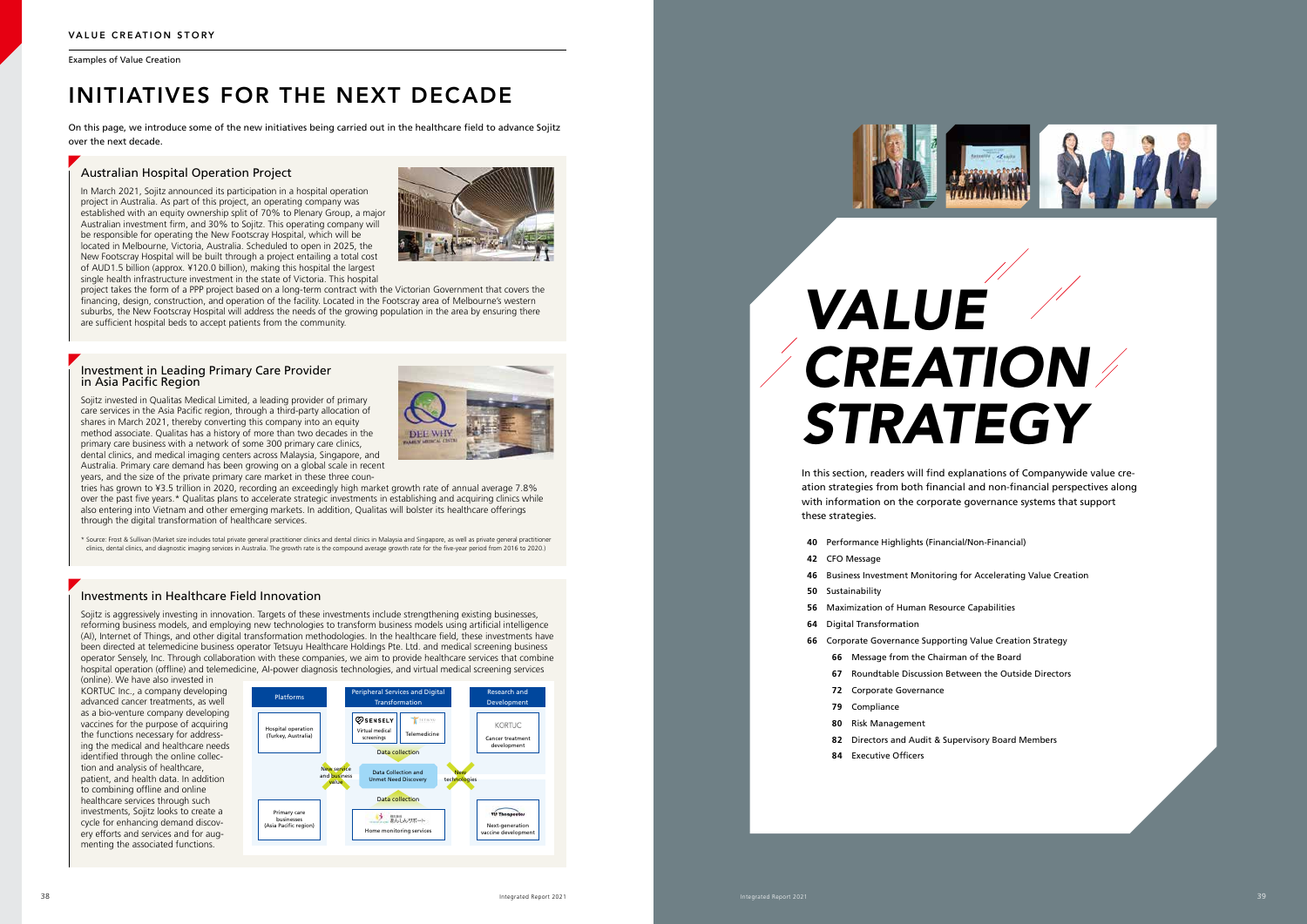VALUE CREATION STORY

Examples of Value Creation

# INITIATIVES FOR THE NEXT DECADE

On this page, we introduce some of the new initiatives being carried out in the healthcare field to advance Sojitz over the next decade.

## Australian Hospital Operation Project

In March 2021, Sojitz announced its participation in a hospital operation project in Australia. As part of this project, an operating company was established with an equity ownership split of 70% to Plenary Group, a major Australian investment firm, and 30% to Sojitz. This operating company will be responsible for operating the New Footscray Hospital, which will be located in Melbourne, Victoria, Australia. Scheduled to open in 2025, the New Footscray Hospital will be built through a project entailing a total cost of AUD1.5 billion (approx. ¥120.0 billion), making this hospital the largest single health infrastructure investment in the state of Victoria. This hospital project takes the form of a PPP project based on a long-term contract with the Victorian Government that covers the financing, design, construction, and operation of the facility. Located in the Footscray area of Melbourne's western suburbs, the New Footscray Hospital will address the needs of the growing population in the area by ensuring there are sufficient hospital beds to accept patients from the community.

## Investment in Leading Primary Care Provider in Asia Pacific Region

Sojitz invested in Qualitas Medical Limited, a leading provider of primary care services in the Asia Pacific region, through a third-party allocation of shares in March 2021, thereby converting this company into an equity method associate. Qualitas has a history of more than two decades in the primary care business with a network of some 300 primary care clinics, dental clinics, and medical imaging centers across Malaysia, Singapore, and Australia. Primary care demand has been growing on a global scale in recent years, and the size of the private primary care market in these three countries has grown to ¥3.5 trillion in 2020, recording an exceedingly high market growth rate of annual average 7.8% over the past five years.* Qualitas plans to accelerate strategic investments in establishing and acquiring clinics while also entering into Vietnam and other emerging markets. In addition, Qualitas will bolster its healthcare offerings through the digital transformation of healthcare services.

\* Source: Frost & Sullivan (Market size includes total private general practitioner clinics and dental clinics in Malaysia and Singapore, as well as private general practitioner clinics, dental clinics, and diagnostic imaging services in Australia. The growth rate is the compound average growth rate for the five-year period from 2016 to 2020.)

## Investments in Healthcare Field Innovation

Sojitz is aggressively investing in innovation. Targets of these investments include strengthening existing businesses, reforming business models, and employing new technologies to transform business models using artificial intelligence (AI), Internet of Things, and other digital transformation methodologies. In the healthcare field, these investments have been directed at telemedicine business operator Tetsuyu Healthcare Holdings Pte. Ltd. and medical screening business operator Sensely, Inc. Through collaboration with these companies, we aim to provide healthcare services that combine hospital operation (offline) and telemedicine, AI-power diagnosis technologies, and virtual medical screening services (online). We have also invested in KORTUC Inc., a company developing advanced cancer treatments, as well as a bio-venture company developing vaccines for the purpose of acquiring the functions necessary for addressing the medical and healthcare needs identified through the online collection and analysis of healthcare, patient, and health data. In addition to combining offline and online healthcare services through such investments, Sojitz looks to create a cycle for enhancing demand discovery efforts and services and for augmenting the associated functions.

Platforms
Hospital operation (Turkey, Australia)
Primary care businesses (Asia Pacific region)
Peripheral Services and Digital Transformation
SENSELY
Virtual medical screenings
Telemedicine
Data collection
Data Collection and Unmet Need Discovery
Data collection
Home monitoring services
Research and Development
KORTUC
Cancer treatment development
Next-generation vaccine development
New service and business value
New technologies

# VALUE CREATION STRATEGY

In this section, readers will find explanations of Companywide value creation strategies from both financial and non-financial perspectives along with information on the corporate governance systems that support these strategies.

- 40 Performance Highlights (Financial/Non-Financial)
- 42 CFO Message
- 46 Business Investment Monitoring for Accelerating Value Creation
- 50 Sustainability
- 56 Maximization of Human Resource Capabilities
- 64 Digital Transformation
- 66 Corporate Governance Supporting Value Creation Strategy
  - 66 Message from the Chairman of the Board
  - 67 Roundtable Discussion Between the Outside Directors
  - 72 Corporate Governance
  - 79 Compliance
  - 80 Risk Management
  - 82 Directors and Audit & Supervisory Board Members
  - 84 Executive Officers